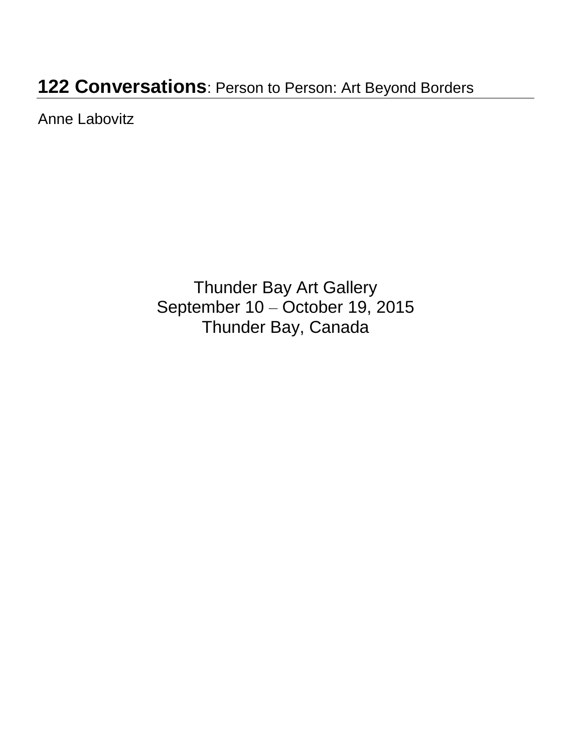# **122 Conversations**: Person to Person: Art Beyond Borders

Anne Labovitz

Thunder Bay Art Gallery
September 10 – October 19, 2015
Thunder Bay, Canada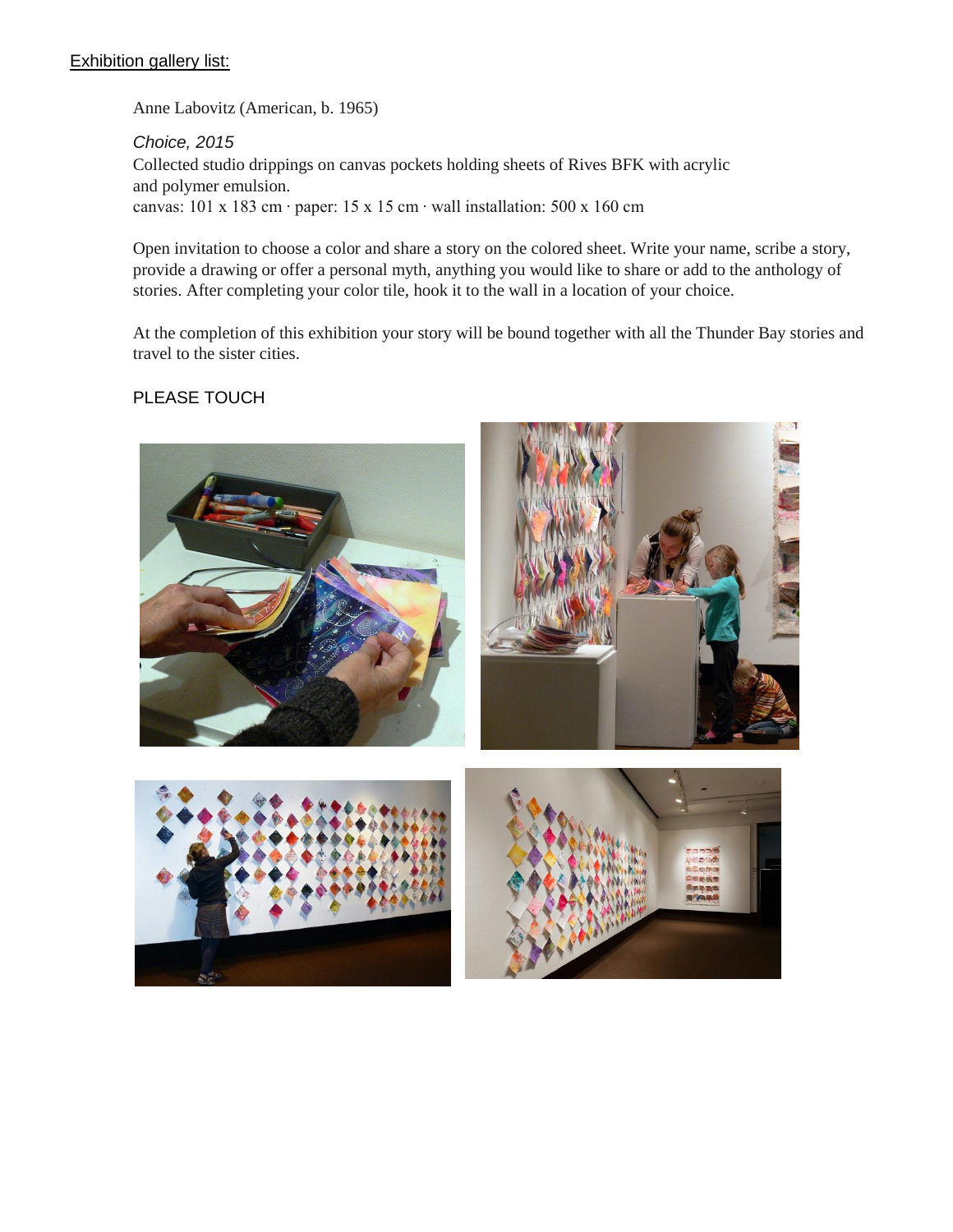Exhibition gallery list:

Anne Labovitz (American, b. 1965)

*Choice, 2015*
Collected studio drippings on canvas pockets holding sheets of Rives BFK with acrylic and polymer emulsion.
canvas: 101 x 183 cm · paper: 15 x 15 cm · wall installation: 500 x 160 cm

Open invitation to choose a color and share a story on the colored sheet. Write your name, scribe a story, provide a drawing or offer a personal myth, anything you would like to share or add to the anthology of stories. After completing your color tile, hook it to the wall in a location of your choice.

At the completion of this exhibition your story will be bound together with all the Thunder Bay stories and travel to the sister cities.

PLEASE TOUCH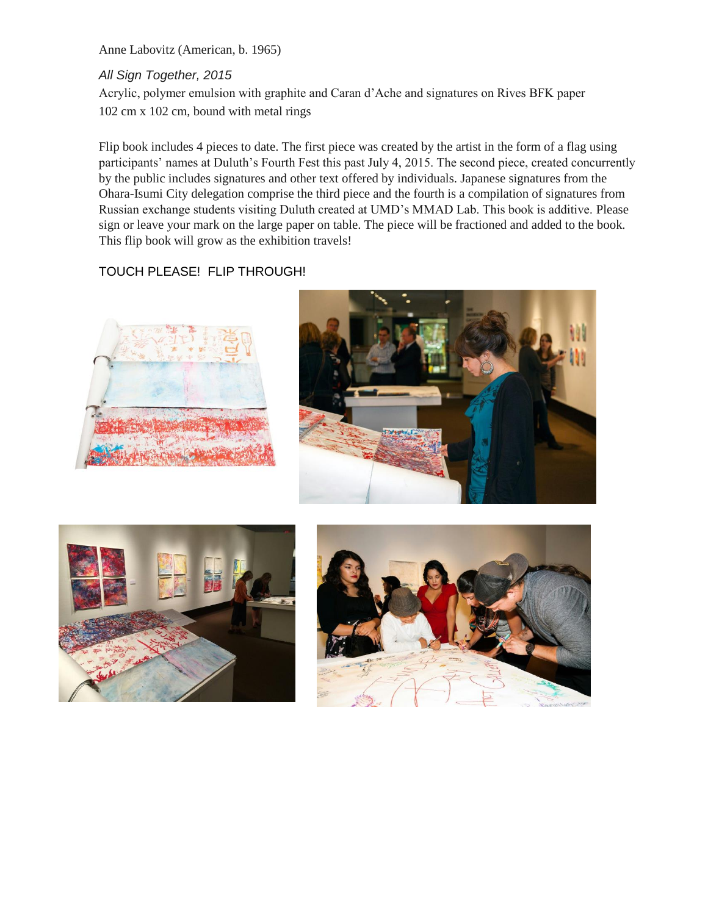Anne Labovitz (American, b. 1965)

*All Sign Together, 2015*

Acrylic, polymer emulsion with graphite and Caran d'Ache and signatures on Rives BFK paper
102 cm x 102 cm, bound with metal rings

Flip book includes 4 pieces to date. The first piece was created by the artist in the form of a flag using participants' names at Duluth's Fourth Fest this past July 4, 2015. The second piece, created concurrently by the public includes signatures and other text offered by individuals. Japanese signatures from the Ohara-Isumi City delegation comprise the third piece and the fourth is a compilation of signatures from Russian exchange students visiting Duluth created at UMD's MMAD Lab. This book is additive. Please sign or leave your mark on the large paper on table. The piece will be fractioned and added to the book. This flip book will grow as the exhibition travels!

TOUCH PLEASE! FLIP THROUGH!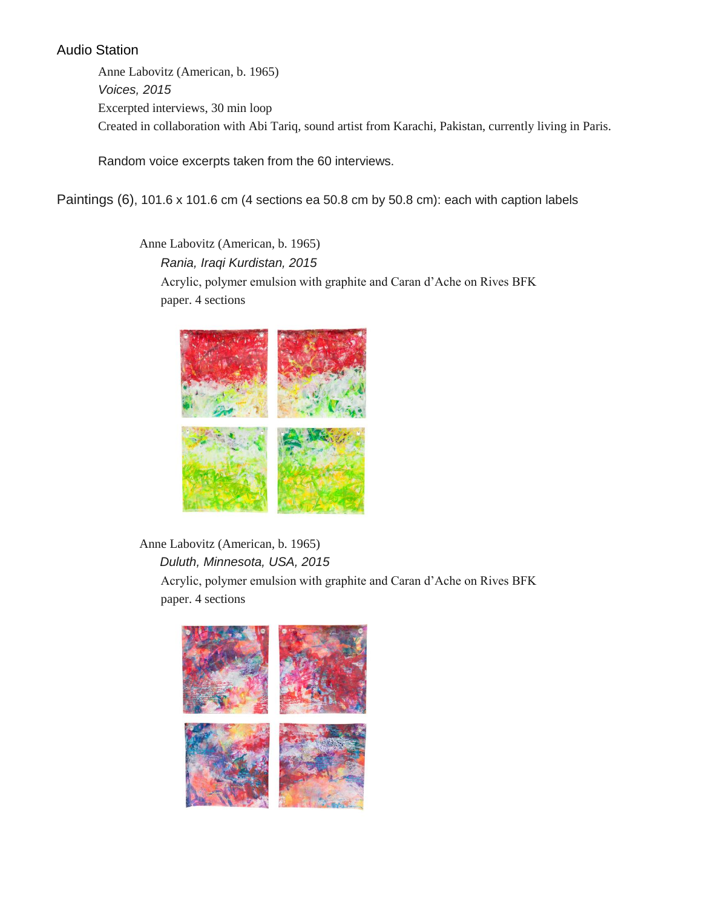## Audio Station

Anne Labovitz (American, b. 1965)
*Voices, 2015*
Excerpted interviews, 30 min loop
Created in collaboration with Abi Tariq, sound artist from Karachi, Pakistan, currently living in Paris.

Random voice excerpts taken from the 60 interviews.

## Paintings (6), 101.6 x 101.6 cm (4 sections ea 50.8 cm by 50.8 cm): each with caption labels

Anne Labovitz (American, b. 1965)
*Rania, Iraqi Kurdistan, 2015*
Acrylic, polymer emulsion with graphite and Caran d'Ache on Rives BFK paper. 4 sections

Anne Labovitz (American, b. 1965)
*Duluth, Minnesota, USA, 2015*
Acrylic, polymer emulsion with graphite and Caran d'Ache on Rives BFK paper. 4 sections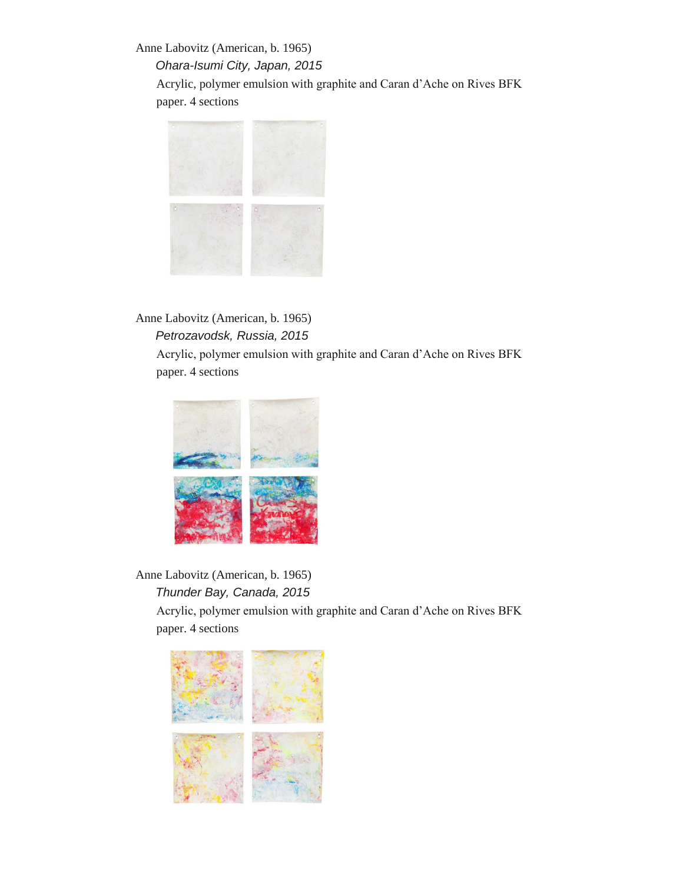Anne Labovitz (American, b. 1965)

*Ohara-Isumi City, Japan, 2015*

Acrylic, polymer emulsion with graphite and Caran d'Ache on Rives BFK paper. 4 sections

Anne Labovitz (American, b. 1965)

*Petrozavodsk, Russia, 2015*

Acrylic, polymer emulsion with graphite and Caran d'Ache on Rives BFK paper. 4 sections

Anne Labovitz (American, b. 1965)

*Thunder Bay, Canada, 2015*

Acrylic, polymer emulsion with graphite and Caran d'Ache on Rives BFK paper. 4 sections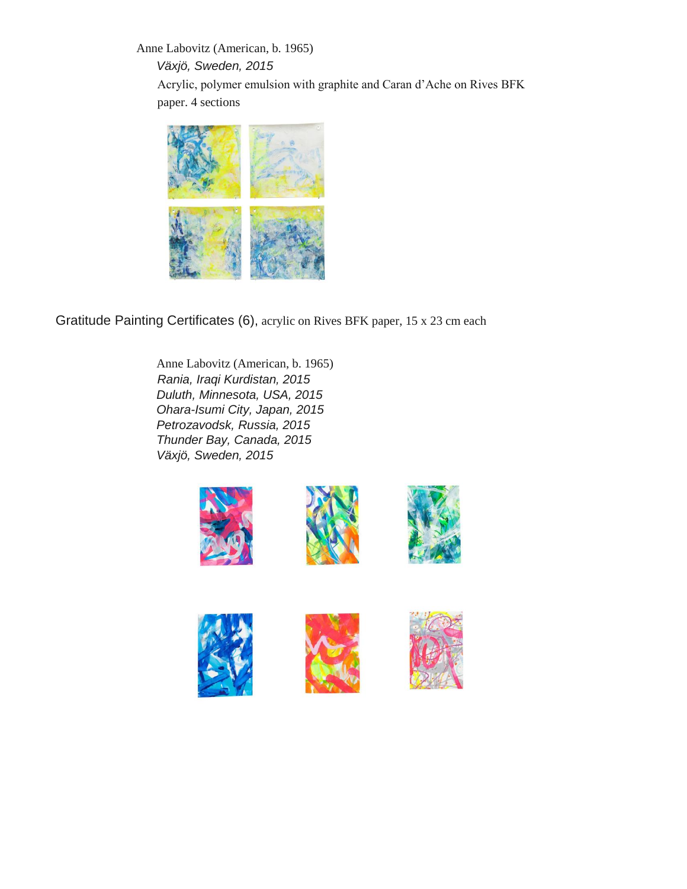Anne Labovitz (American, b. 1965)

*Växjö, Sweden, 2015*

Acrylic, polymer emulsion with graphite and Caran d'Ache on Rives BFK paper. 4 sections

Gratitude Painting Certificates (6), acrylic on Rives BFK paper, 15 x 23 cm each

Anne Labovitz (American, b. 1965)

*Rania, Iraqi Kurdistan, 2015*

*Duluth, Minnesota, USA, 2015*

*Ohara-Isumi City, Japan, 2015*

*Petrozavodsk, Russia, 2015*

*Thunder Bay, Canada, 2015*

*Växjö, Sweden, 2015*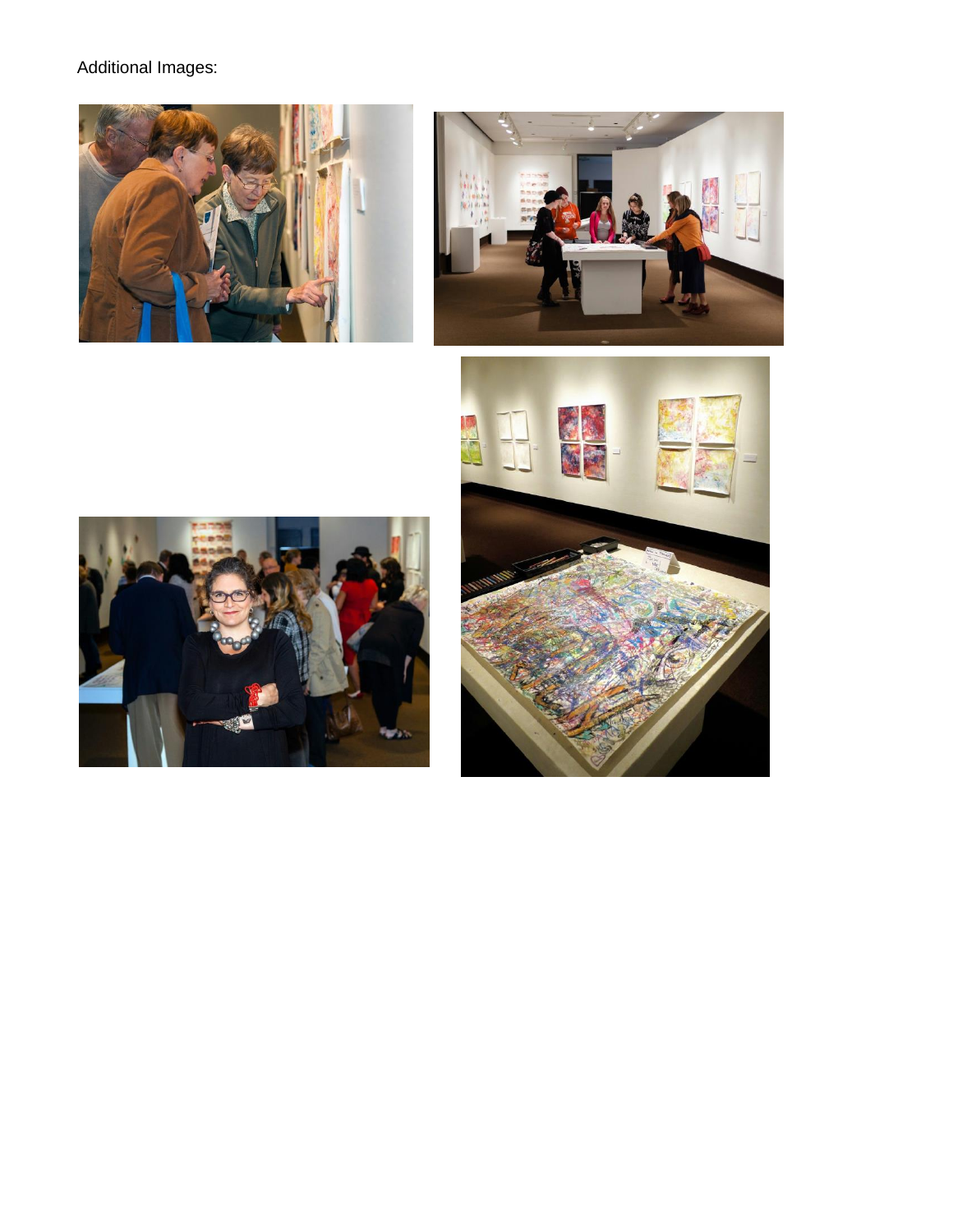Additional Images: